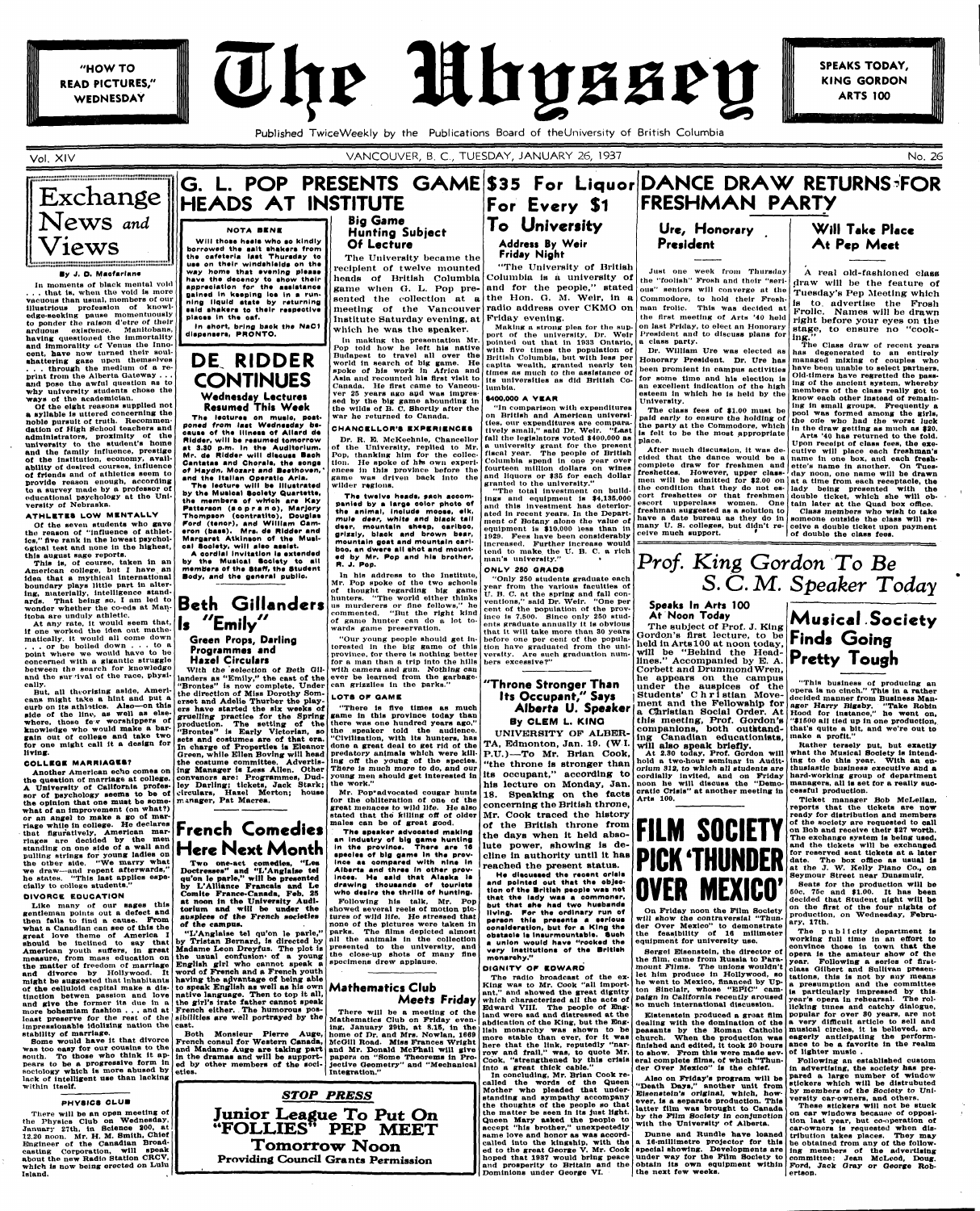"HOW TO READ PICTURES," WEDNESDAY

# The Ubyssey

SPEAKS TODAY, KING GORDON ARTS 100

Published Twice Weekly by the Publications Board of the University of British Columbia

Vol. XIV — VANCOUVER, B. C., TUESDAY, JANUARY 26, 1937 — No. 26

## Exchange News and Views

**By J. D. Macfarlane**

In moments of black mental void . . . that is, when the void is more vacuous than usual, members of our illustrious profession of knowledge-seeking pause momentuously to ponder the raison d'etre of their arduous existence. Manitobans, having questioned the immortality and immorality of Venus the Innocent, have now turned their soul-shattering gaze upon themselves . . . through the medium of a reprint from the Alberta Gateway . . . and pose the awful question as to why university students chose the ways of the academician.

Of the eight reasons supplied not a syllable is uttered concerning the noble pursuit of truth. Recommendation of High School teachers and administrators, proximity of the university to the student's home and the family influence, prestige of the institution, economy, availability of desired courses, influence of friends and of athletics seem to provide reason enough, according to a survey made by a professor of educational psychology at the University of Nebraska.

### ATHLETES LOW MENTALLY

Of the seven students who gave the reason of "influence of athletics," five rank in the lowest psychological test and none in the highest, this august sage reports.

This is, of course, taken in an American college, but I have an idea that a mythical international boundary plays little part in altering, materially, intelligence standards. That being so, I am led to wonder whether the co-eds at Manitoba are unduly athletic.

At any rate, it would seem that, if one worked the idea out mathematically, it would all come down . . . or be boiled down . . . to a point where we would have to be concerned with a gigantic struggle between the search for knowledge and the survival of the race, physically.

But, all theorising aside, Americans might take a hint and put a curb on its athletics. Also—on this side of the line, as well as elsewhere, those few worshippers of knowledge who would make a bargain out of college and take two for one might call it a design for living.

### COLLEGE MARRIAGES?

Another American echo comes on the question of marriage at college. A University of California professor of psychology seems to be of the opinion that one must be somewhat of an improvement (on what?) or an angel to make a go of marriage while in college. He declares that figuratively, American marriages are decided by the men standing on one side of a wall and pulling strings for young ladies on the other side. "We marry what we draw—and repent afterwards," he states. "This last applies especially to college students."

### DIVORCE EDUCATION

Like many of our sages this gentleman points out a defect and then fails to find a cause. From what a Canadian can see of this the great love theme of America I should be inclined to say that American youth suffers, in great measure, from mass education on the matter of freedom of marriage and divorce by Hollywood. It might be suggested that inhabitants of the celluloid capital make a distinction between passion and love and as the former is due in a more bohemian fashion . . . and at least preserve for the rest of the impressionable idolising nation the stability of marriage.

Some would have it that divorce was too easy for our cousins to the south. To those who think it appears to be a progressive form in sociology which is more abused by lack of intelligent use than lacking within itself.

### PHYSICS CLUB

There will be an open meeting of the Physics Club on Wednesday, January 27th, in Science 200, at 12.20 noon. Mr. H. M. Smith, Chief Engineer of the Canadian Broadcasting Corporation, will speak about the new Radio Station CRCV, which is now being erected on Lulu Island.

---

# G. L. POP PRESENTS GAME HEADS AT INSTITUTE

**NOTA BENE**

Will those heels who so kindly borrowed the salt shakers from the cafeteria last Thursday to use on their windshields on the way home that evening please have the decency to show their appreciation for the assistance gained in keeping ice in a running liquid state by returning said shakers to their respective places in the caf.

In short, bring back the NaCl dispensers, PRONTO.

## DE RIDDER CONTINUES

### Wednesday Lectures Resumed This Week

The lectures on music, postponed from last Wednesday because of the illness of Allard de Ridder, will be resumed tomorrow at 3.30 p.m. in the Auditorium. Mr. de Ridder will discuss Bach Cantatas and Chorals, the songs of Haydn, Mozart and Beethoven, and the Italian Operatic Aria.

The lecture will be illustrated by the Musical Society Quartette, the members of which are Kay Patterson (soprano), Marjory Thompson (contralto), Douglas Ford (tenor), and William Cameron (bass). Mrs. de Ridder and Margaret Atkinson of the Musical Society, will also assist.

A cordial invitation is extended by the Musical Society to all members of the Staff, the Student Body, and the general public.

## Beth Gillanders Is "Emily"

### Green Props, Darling Programmes and Hazel Circulars

With the selection of Beth Gillanders as "Emily," the cast of the "Brontes" is now complete. Under the direction of Miss Dorothy Somerset and Adelle Thurber the players have started the six weeks of gruelling practice for the Spring production. The setting of the "Brontes" is Early Victorian, so sets and costumes are of that era. In charge of Properties is Eleanor Green, while Ellen Boving will head the costume committee. Advertising Manager is Less Allen. Other convenors are: Programmes, Dudley Darling; tickets, Jack Stark; circulars, Hazel Merton; house manager, Pat Macrea.

## French Comedies Here Next Month

Two one-act comedies, "Les Doctresses" and "L'Anglaise tel qu'on le parle," will be presented by L'Alliance Francais and Le Comite France-Canada, Feb. 25 at noon in the University Auditorium and will be under the auspices of the French societies of the campus.

"L'Anglaise tel qu'on le parle," by Tristan Bernard, is directed by Madame Leon Dreyfus. The plot is the usual confusion of a young English girl who cannot speak a word of French and a French youth having the advantage of being able to speak English as well as his own native language. Then to top it all, the girl's irate father cannot speak French either. The humorous possibilities are well portrayed by the cast.

Both Monsieur Pierre Auge, French consul for Western Canada, and Madame Auge are taking part in the dramas and will be supported by other members of the societies.

## Big Game Hunting Subject Of Lecture

The University became the recipient of twelve mounted heads of British Columbia game when G. L. Pop presented the collection at a meeting of the Vancouver Institute Saturday evening, at which he was the speaker.

In making the presentation Mr. Pop told how he left his native Budapest to travel all over the world in search of big game. He spoke of his work in Africa and Asia and recounted his first visit to Canada. He first came to Vancouver 25 years ago and was impressed by the big game abounding in the wilds of B. C. Shortly after the war he returned to Canada.

### CHANCELLOR'S EXPERIENCES

Dr. R. E. McKechnie, Chancellor of the University, replied to Mr. Pop, thanking him for the collection. He spoke of his own experiences in this province before the game was driven back into the wilder regions.

The twelve heads, each accompanied by a large color photo of the animal, include moose, elk, mule deer, white and black tail deer, mountain sheep, caribou, grizzly, black and brown bear, mountain goat and mountain caribou, an dware all shot and mounted by Mr. Pop and his brother, R. J. Pop.

In his address to the Institute, Mr. Pop spoke of the two schools of thought regarding big game hunters. "The world either thinks us murderers or fine fellows," he commented. "But the right kind of game hunter can do a lot towards game preservation.

"Our young people should get interested in the big game of this province, for there is nothing better for a man than a trip into the hills with camera and gun. Nothing can ever be learned from the garbage-can grizzlies in the parks."

### LOTS OF GAME

"There is five times as much game in this province today than there was one hundred years ago," the speaker told the audience. "Civilization, with its hunters, has done a great deal to get rid of the predatory animals which were killing off the young of the species. There is much more to do, and our young men should get interested in the work."

Mr. Pop advocated cougar hunts for the obliteration of one of the great menaces to wild life. He also stated that the killing off of older males can be of great good.

The speaker advocated making an industry of big game hunting in the province. There are 16 species of big game in the province as compared with nine in Alberta and three in other provinces. He said that Alaska is drawing thousands of tourists who desire the thrills of hunting.

Following his talk, Mr. Pop showed several reels of motion pictures of wild life. He stressed that none of the pictures were taken in parks. The films depicted almost all the animals in the collection presented to the university, and the close-up shots of many fine specimens drew applause.

## Mathematics Club Meets Friday

There will be a meeting of the Mathematics Club on Friday evening, January 29th, at 8.15, in the home of Dr. and Mrs. Nowlan, 1669 McGill Road. Miss Frances Wright and Mr. Donald McPhail will give papers on "Some Theorems in Projective Geometry" and "Mechanical Integration."

---

***STOP PRESS***

## Junior League To Put On "FOLLIES" PEP MEET
### Tomorrow Noon
**Providing Council Grants Permission**

---

# $35 For Liquor For Every $1 To University

### Address By Weir Friday Night

"The University of British Columbia is a university of and for the people," stated the Hon. G. M. Weir, in a radio address over CKMO on Friday evening.

Making a strong plea for the support of the university, Dr. Weir pointed out that in 1933 Ontario, with five times the population of British Columbia, but with less per capita wealth, granted nearly ten times as much to the assistance of its universities as did British Columbia.

### $400,000 A YEAR

"In comparison with expenditures on British and American universities, our expenditures are comparatively small," said Dr. Weir. "Last fall the legislature voted $400,000 as a university grant for the present fiscal year. The people of British Columbia spend in one year over fourteen million dollars on wines and liquors or $35 for each dollar granted to the university."

"The total investment on buildings and equipment is $4,135,000 and this investment has deteriorated in recent years. In the Department of Botany alone the value of equipment is $10,000 less than in 1929. Fees have been considerably increased. Further increase would tend to make the U. B. C. a rich man's university."

### ONLY 250 GRADS

"Only 250 students graduate each year from the various faculties of U. B. C. at the spring and fall conventions," said Dr. Weir. "One per cent of the population of the province is 7,500. Since only 250 students graduate annually it is obvious that it will take more than 30 years before one per cent of the population have graduated from the university. Are such graduation numbers excessive?"

## "Throne Stronger Than Its Occupant," Says Alberta U. Speaker

**By CLEM L. KING**

UNIVERSITY OF ALBERTA, Edmonton, Jan. 19. (W.I.P.U.)—To Mr. Brian Cook, "the throne is stronger than its occupant," according to his lecture on Monday, Jan. 18. Speaking on the facts concerning the British throne, Mr. Cook traced the history of the British throne from the days when it held absolute power, showing is decline in authority until it has reached the present status.

He discussed the recent crisis and pointed out that the objection of the British people was not that the lady was a commoner, but that she had two husbands living. For the ordinary run of person this presents a serious consideration, but for a King the obstacle is insurmountable. Such a union would have "rocked the very institutions of the British monarchy."

### DIGNITY OF EDWARD

The radio broadcast of the ex-King was to Mr. Cook "all important" and showed the great dignity which characterized all the acts of Edward VIII. The people of England were sad and distressed at the abdication of the King, but the English monarchy was shown to be more stable than ever, for it was here that the link, reputedly "narrow and frail," was, to quote Mr. Cook, "strengthened by this crisis into a great thick cable."

In concluding, Mr. Brian Cook recalled the words of the Queen Mother who pleaded that understanding and sympathy accompany the thoughts of the people so that the matter be seen in its just light. Queen Mary asked the people to accept "his brother," unexpectedly same love and honor as was accorded called into the kingship, with the ed to the great George V. Mr. Cook hoped that 1937 would bring peace and prosperity to Britain and the Dominions under George VI.

---

# DANCE DRAW RETURNS FOR FRESHMAN PARTY

## Ure, Honorary President

Just one week from Thursday the "foolish" Frosh and their "serious" seniors will converge at the Commodore, to hold their Freshman frolic. This was decided at the first meeting of Arts '40 held on last Friday, to elect an Honorary President and to discuss plans for a class party.

Dr. William Ure was elected as Honorary President. Dr. Ure has been promient in campus activities for some time and his election is an excellent indication of the high esteem in which he is held by the University.

The class fees of $1.00 must be paid early to ensure the holding of the party at the Commodore, which is felt to be the most appropriate place.

After much discussion, it was decided that the dance would be a complete draw for freshmen and freshettes. However, upper classmen will be admitted for $2.00 on the condition that they do not escort freshettes or that freshmen escort upperclass women. One freshman suggested as a solution to have a date bureau as they do in many U. S. colleges, but didn't receive much support.

## Will Take Place At Pep Meet

A real old-fashioned class draw will be the feature of Tuesday's Pep Meeting which is to advertise the Frosh Frolic. Names will be drawn right before your eyes on the stage, to ensure no "cooking."

The Class draw of recent years has degenerated to an entirely managed mixing of couples who have been unable to select partners. Old-timers have regretted the passing of the ancient system, whereby members of the class really got to know each other instead of remaining in small groups. Frequently a pool was formed among the girls, the one who had the worst luck in the draw getting as much as $20.

Arts '40 has returned to the fold. Upon receipt of class fees, the executive will place each freshman's name in one box, and each freshette's name in another. On Tuesday noon, one name will be drawn at a time from each receptacle, the lady being presented with the double ticket, which she will obtain later at the Quad box office.

Class members who wish to take someone outside the class will receive a double ticket upon payment of double the class fees.

# *Prof. King Gordon To Be S. C. M. Speaker Today*

## Speaks In Arts 100 At Noon Today

The subject of Prof. J. King Gordon's first lecture, to be held in Arts 100 at noon today, will be "Behind the Headlines." Accompanied by E. A. Corbett and Drummond Wren, he appears on the campus under the auspices of the Students' Christian Movement and the Fellowship for a Christian Social Order. At this meeting, Prof. Gordon's companions, both outstanding Canadian educationists, will also speak briefly.

At 3.30 today, Prof. Gordon will hold a two-hour seminar in Auditorium 312, to which all students are cordially invited, and on Friday noon he will discuss the "Democratic Crisis" at another meeting in Arts 100.

# FILM SOCIETY PICK 'THUNDER OVER MEXICO'

On Friday noon the Film Society will show the contraversial "Thunder Over Mexico" to demonstrate the feasibility of 16 millimeter equipment for university use.

Sergei Eisenstein, the director of the film, came from Russia to Paramount Films. The unions wouldn't let him produce in Hollywood, so he went to Mexico, financed by Upton Sinclair, whose "EPIC" campaign in California recently aroused so much international discussion.

Eistenstein produced a great film dealing with the domination of the peasants by the Roman Catholic church. When the production was finished and edited, it took 20 hours to show. From this were made several complete films, of which "Thunder Over Mexico" is the chief.

Also on Friday's program will be "Death Days," another unit from Eisenstein's original, which, however, is a separate production. This latter film was brought to Canada by the Film Society in conjunction with the University of Alberta.

Dunne and Rundle have loaned a 16-millimetre projector for this special showing. Developments are under way for the Film Society to obtain its own equipment within the next few weeks.

## Musical Society Finds Going Pretty Tough

"This business of producing an opera is no cinch." This in a rather decided manner from Business Manager Harry Bigsby. "Take Robin Hood for instance," he went on, "$1500 all tied up in one production, that's quite a bit, and we're out to make a profit."

Rather tersely put, but exactly what the Musical Society is intending to do this year. With an enthusiastic business executive and a hard-working group of department managers, all is set for a really successful production.

Ticket manager Bob McLellan, reports that the tickets are now ready for distribution and members of the society are requested to call on Bob and receive their $27 worth. The exchange system is being used, and the tickets will be exchanged for reserved seat tickets at a later date. The box office as usual is at the J. W. Kelly Piano Co., on Seymour Street near Dunsmuir.

Seats for the production will be 50c, 75c and $1.00. It has been decided that Student night will be on the first of the four nights of production, on Wednesday, February, 17th.

The publicity department is working full time in an effort to convince those in town that the opera is the amateur show of the year. Following a series of first-class Gilbert and Sullivan presentations, this is not by any means a presumption and the committee is particularly impressed by this year's opera in rehearsal. The rollicking tunes and catchy dialogue, popular for over 50 years, are not a very difficult article to sell and musical circles, it is believed, are eagerly anticipating the performance to be a favorite in the realm of lighter music.

Following an established custom in advertising, the society has prepared a large number of window stickers which will be distributed by members of the Society to University car-owners, and others.

These stickers will not be stuck on car windows because of opposition last year, but co-operation of car-owners is requested when distribution takes place. They may be obtained from any of the following members of the advertising committee: Jean McLeod, Doug. Ford, Jack Gray or George Robertson.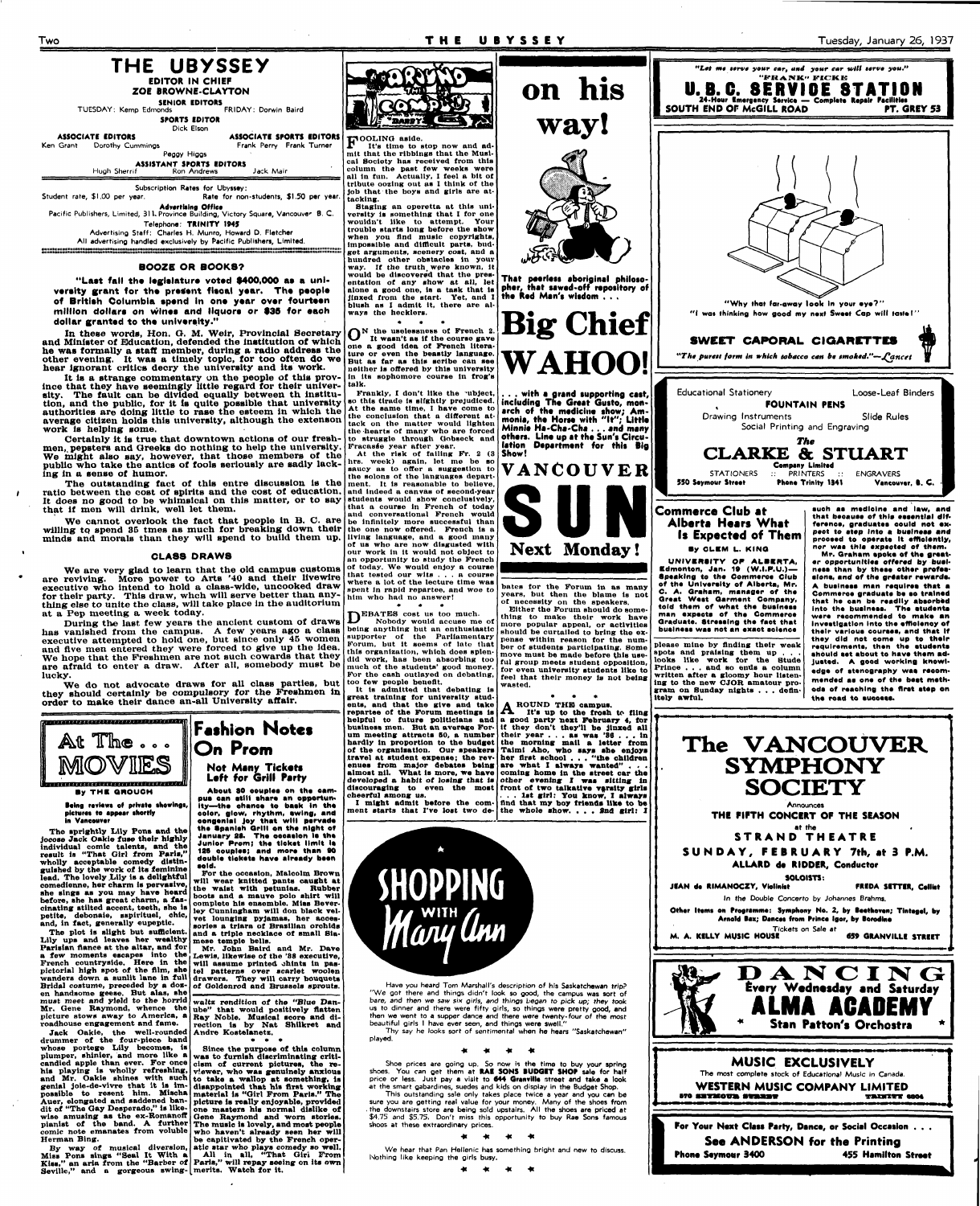# THE UBYSSEY

**EDITOR IN CHIEF**
**ZOE BROWNE-CLAYTON**

**SENIOR EDITORS**
TUESDAY: Kemp Edmonds — FRIDAY: Dorwin Baird

**SPORTS EDITOR**
Dick Elson

**ASSOCIATE EDITORS**
Ken Grant — Dorothy Cummings — Peggy Higgs

**ASSOCIATE SPORTS EDITORS**
Frank Perry — Frank Turner

**ASSISTANT SPORTS EDITORS**
Hugh Sherrif — Ron Andrews — Jack Mair

Subscription Rates for Ubyssey:
Student rate, $1.00 per year. — Rate for non-students, $1.50 per year.

**Advertising Office**
Pacific Publishers, Limited, 311 Province Building, Victory Square, Vancouver B. C.
Telephone: **TRINITY 1945**
Advertising Staff: Charles H. Munro, Howard D. Fletcher
All advertising handled exclusively by Pacific Publishers, Limited.

## BOOZE OR BOOKS?

**"Last fall the legislature voted $400,000 as a university grant for the present fiscal year. The people of British Columbia spend in one year over fourteen million dollars on wines and liquors or $35 for each dollar granted to the university."**

In these words, Hon. G. M. Weir, Provincial Secretary and Minister of Education, defended the institution of which he was formally a staff member, during a radio address the other evening. It was a timely topic, for too often do we hear ignorant critics decry the university and its work.

It is a strange commentary on the people of this province that they have seemingly little regard for their university. The fault can be divided equally between th institution, and the public, for it is quite possible that university authorities are doing little to rase the esteem in which the average citizen holds this university, although the extenson work is helping some.

Certainly it is true that downtown actions of our freshmen, pepsters and Greeks do nothing to help the university. We might also say, however, that those members of the public who take the antics of fools seriously are sadly lacking in a sense of humor.

The outstanding fact of this entre discussion is the ratio between the cost of spirits and the cost of education. It does no good to be whimsical on this matter, or to say that if men will drink, well let them.

We cannot overlook the fact that people in B. C. are willing tq spend 35 tmes as much for breaking down their minds and morals than they will spend to build them up.

## CLASS DRAWS

We are very glad to learn that the old campus customs are reviving. More power to Arts '40 and their livewire executive who intend to hold a class-wide, uncooked draw for their party. This draw, which will serve better than anything else to unite the class, will take place in the auditorium at a Pep meeting a week today.

During the last few years the ancient custom of draws has vanished from the campus. A few years ago a class executive attempted to hold one, but since only 45 women and five men entered they were forced to give up the idea. We hope that the Freshmen are not such cowards that they are afraid to enter a draw. After all, somebody must be lucky.

We do not advocate draws for all class parties, but they should certainly be compulsory for the Freshmen in order to make their dance an all University affair.

## At The ... MOVIES

**By THE GROUCH**

**Being reviews of private showings, pictures to appear shortly in Vancouver**

The sprightly Lily Pons and the jocose Jack Oakie fuse their highly individual comic talents, and the result is "That Girl from Paris," wholly acceptable comedy distinguished by the work of its feminine lead. The lovely Lily is a delightful comedienne, her charm is pervasive, she sings as you may have heard before, she has great charm, a fascinating stilted accent, teeth, she is petite, debonair, espirituel, chic, and, in fact, generally eupeptic.

The plot is slight but sufficient. Lily ups and leaves her wealthy Parisian fiance at the altar, and for a few moments escapes into the French countryside. Here in the pictorial high spot of the film, she wanders down a sunlit lane in full Bridal costume, preceded by a dozen handsome geese. But alas, she must meet and yield to the horrid Mr. Gene Raymond, whence the picture stows away to America, a roadhouse engagement and fame.

Jack Oakie, the well-rounded drummer of the four-piece band whose portege Lily becomes, is plumper, shinier, and more like a candied apple than ever. For once his playing is wholly refreshing, and Mr. Oakie shines with such genial joie-de-vivre that it is impossible to resent him. Mischa Auer, elongated and saddened bandit of "The Gay Desperado," is likewise amusing as the ex-Romanoff pianist of the band. A further comic note emanates from voluble Herman Bing.

By way of musical diversion, Miss Pons sings "Seal It With a Kiss," an aria from the "Barber of Seville," and a gorgeous swing-waltz rendition of the "Blue Danube" that would positively flatten Ray Noble. Musical score and direction is by Nat Shilkret and Andre Kostelanetz.

\* \* \*

Since the purpose of this column was to furnish discriminating criticism of current pictures, the reviewer, who was genuinely anxious to take a wallop at something, is disappointed that his first working material is "Girl From Paris." The picture is really enjoyable, provided one masters his normal dislike of Gene Raymond and wordy stories. The music is lovely, and most people who haven't already seen her will be captivated by the French operatic star who plays comedy so well.

All in all, "That Girl From Paris," will repay seeing on its own merits. Watch for it.

## Fashion Notes On Prom

### Not Many Tickets Left for Grill Party

**About 80 couples on the campus can still share an opportunity—the chance to bask in the color, glow, rhythm, swing, and congenial joy that will pervade the Spanish Grill on the night of January 28. The occasion is the Junior Prom; the ticket limit is 125 couples; and more than 90 double tickets have already been sold.**

For the occasion, Malcolm Brown will wear knitted pants caught at the waist with petunias. Rubber boots and a mauve polo shirt will complete his ensemble. Miss Beverley Cunningham will don black velvet lounging pyjamas, her accessories a triara of Brazilian orchids and a triple necklace of small Siamese temple bells.

Mr. John Baird and Mr. Dave Lewis, likewise of the '38 executive, will assume printed shints in pastel patterns over scarlet woolen drawers. They will carry bouquets of Goldenrod and Brussels sprouts.

## AROUND THE CAMPUS

**By DARBY**

FOOLING aside. It's time to stop now and admit that the ribbings that the Musical Society has received from this column the past few weeks were all in fun. Actually, I feel a bit of tribute oozing out as I think of the job that the boys and girls are attacking.

Staging an operetta at this university is something that I for one wouldn't like to attempt. Your trouble starts long before the show when you find music copyrights, impossible and difficult parts, budget arguments, scenery cost, and a hundred other obstacles in your way. If the truth were known, it would be discovered that the presentation of any show at all, let alone a good one, is a task that is jinxed from the start. Yet, and I blush as I admit it, there are always the hecklers.

\* \* \*

ON the uselessness of French 2. It wasn't as if the course gave one a good idea of French literature or even the beastly language. But as far as this scribe can see neither is offered by this university in its sophomore course in frog's talk.

Frankly, I don't like the subject, so this tirade is slightly prejudiced. At the same time, I have come to the conclusion that a different attack on the matter would lighten the hearts of many who are forced to struggle through Gobseck and Fracasse year after year.

At the risk of failing Fr. 2 (3 hrs. week) again, let me be so saucy as to offer a suggestion to the solons of the languages department. It is reasonable to believe, and indeed a canvas of second-year students would show conclusively, that a course in French of today and conversational French would be infinitely more successful than the one now offered. French is a living language, and a good many of us who are now disgusted with our work in it would not object to an opportunity to study the French of today. We would enjoy a course that tested our wits . . . a course where a lot of the lecture time was spent in rapid repartee, and woe to him who had no answer!

\* \* \*

DEBATES cost us too much. Nobody would accuse me of being anything but an enthusiastic supporter of the Parliamentary Forum, but it seems of late that this organization, which does splendid work, has been absorbing too much of the students' good money. For the cash outlayed on debating, too few people benefit.

It is admitted that debating is great training for university students, and that the give and take repartee of the Forum meetings is helpful to future politicians and business men. But an average Forum meeting attracts 50, a number hardly in proportion to the budget of the organization. Our speakers travel at student expense; the revenues from major debates being almost nil. What is more, we have developed a habit of losing that is discouraging to even the most cheerful among us.

I might admit before the comment starts that I've lost two debates for the Forum in as many years, but then the blame is not of necessity on the speakers.

Either the Forum should do something to make their work have more popular appeal, or activities should be curtailed to bring the expense within reason for the number of students participating. Some move must be made before this useful group meets student opposition, for even university students like to feel that their money is not being wasted.

\* \* \*

AROUND THE campus. It's up to the frosh to fling a good party next February 4, for if they don't they'll be jinxed all their year . . . as was '38 . . . in the morning mail a letter from Taimi Aho, who says she enjoys her first school . . . "the children are what I always wanted" . . . coming home in the street car the other evening I was sitting in front of two talkative varsity girls . . . 1st girl: You know, I always find that my boy friends like to be the whole show. . . . 2nd girl: I please mine by finding their weak spots and praising them up . . . looks like work for the Stude Prince . . . and so ends a column written after a gloomy hour listening to the new CJOR amateur program on Sunday nights . . . definitely awful.

---

# on his way!

That peerless aboriginal philosopher, that sawed-off repository of the Red Man's wisdom . . .

# Big Chief WAHOO!

. . . with a grand supporting cast, including The Great Gusto, monarch of the medicine show; Ammonia, the Horse with "It"; Little Minnie Ha-Cha-Cha . . . and many others. Line up at the Sun's Circulation Department for this Big Show!

# VANCOUVER SUN

## Next Monday!

---

# SHOPPING WITH Mary Ann

Have you heard Tom Marshall's description of his Saskatchewan trip? "We got there and things didn't look so good, the campus was sort of bare, and then we saw six girls, and things began to pick up; they took us to dinner and there were fifty girls, so things were pretty good, and then we went to a supper dance and there were twenty-four of the most beautiful girls I have ever seen, and things were swell."

Thy say he looks sort of sentimental when he hears "Saskatchewan" played.

\* \* \* \*

Shoe prices are going up. So now is the time to buy your spring shoes. You can get them at **RAE SONS BUDGET SHOP** sale for half price or less. Just pay a visit to **644 Granville** street and take a look at the smart gabardines, suedes and kids on display in the Budget Shop.

This outstanding sale only takes place twice a year and you can be sure you are getting real value for your money. Many of the shoes from the downstairs store are being sold upstairs. All the shoes are priced at $4.75 and $5.75. Don't miss this opportunity to buy Rae Sons famous shoes at these extraordinary prices.

\* \* \* \*

We hear that Pan Hellenic has something bright and new to discuss. Nothing like keeping the girls busy.

\* \* \* \*

---

"Let me serve your car, and your car will serve you."
"FRANK" FICK

## U. B. C. SERVICE STATION

24-Hour Emergency Service — Complete Repair Facilities
SOUTH END OF McGILL ROAD — PT. GREY 53

---

"Why that far-away look in your eye?"
"I was thinking how good my next Sweet Cap will taste!"

## SWEET CAPORAL CIGARETTES

*"The purest form in which tobacco can be smoked."—Lancet*

---

Educational Stationery — Loose-Leaf Binders
FOUNTAIN PENS
Drawing Instruments — Slide Rules
Social Printing and Engraving

## The CLARKE & STUART

Company Limited
STATIONERS :: PRINTERS :: ENGRAVERS
550 Seymour Street — Phone Trinity 1341 — Vancouver, B. C.

---

## Commerce Club at Alberta Hears What Is Expected of Them

**By CLEM L. KING**

**UNIVERSITY OF ALBERTA, Edmonton, Jan. 19 (W.I.P.U.)—Speaking to the Commerce Club of the University of Alberta, Mr. C. A. Graham, manager of the Great West Garment Company, told them of what the business man expects of the Commerce Graduate. Stressing the fact that business was not an exact science such as medicine and law, and that because of this essential difference, graduates could not expect to step into a business and proceed to operate it efficiently, nor was this expected of them.**

Mr. Graham spoke of the greater opportunities offered by business than by these other professions, and of the greater rewards. A business man requires that a Commerce graduate be so trained that he can be readily absorbed into the business. The students were recommended to make an investigation into the efficiency of their various courses, and that if they did not come up to their requirements, then the students should set about to have them adjusted. A good working knowledge of stenography was recommended as one of the best methods of reaching the first step on the road to success.

---

# The VANCOUVER SYMPHONY SOCIETY

Announces
THE FIFTH CONCERT OF THE SEASON
at the
**STRAND THEATRE**
**SUNDAY, FEBRUARY 7th, at 3 P.M.**
ALLARD de RIDDER, Conductor

SOLOISTS:
JEAN de RIMANOCZY, Violinist — FREDA SETTER, Cellist

In the Double Concerto by Johannes Brahms.

Other Items on Programme: Symphony No. 2, by Beethoven; Tintagel, by Arnold Bax; Dances from Prince Igor, by Borodine

Tickets on Sale at
M. A. KELLY MUSIC HOUSE — 659 GRANVILLE STREET

---

# DANCING

Every Wednesday and Saturday

## ALMA ACADEMY

Stan Patton's Orchestra

---

## MUSIC EXCLUSIVELY

The most complete stock of Educational Music in Canada.

**WESTERN MUSIC COMPANY LIMITED**
570 SEYMOUR STREET — TRINITY 6004

---

For Your Next Class Party, Dance, or Social Occasion . . .

**See ANDERSON for the Printing**

Phone Seymour 3400 — 455 Hamilton Street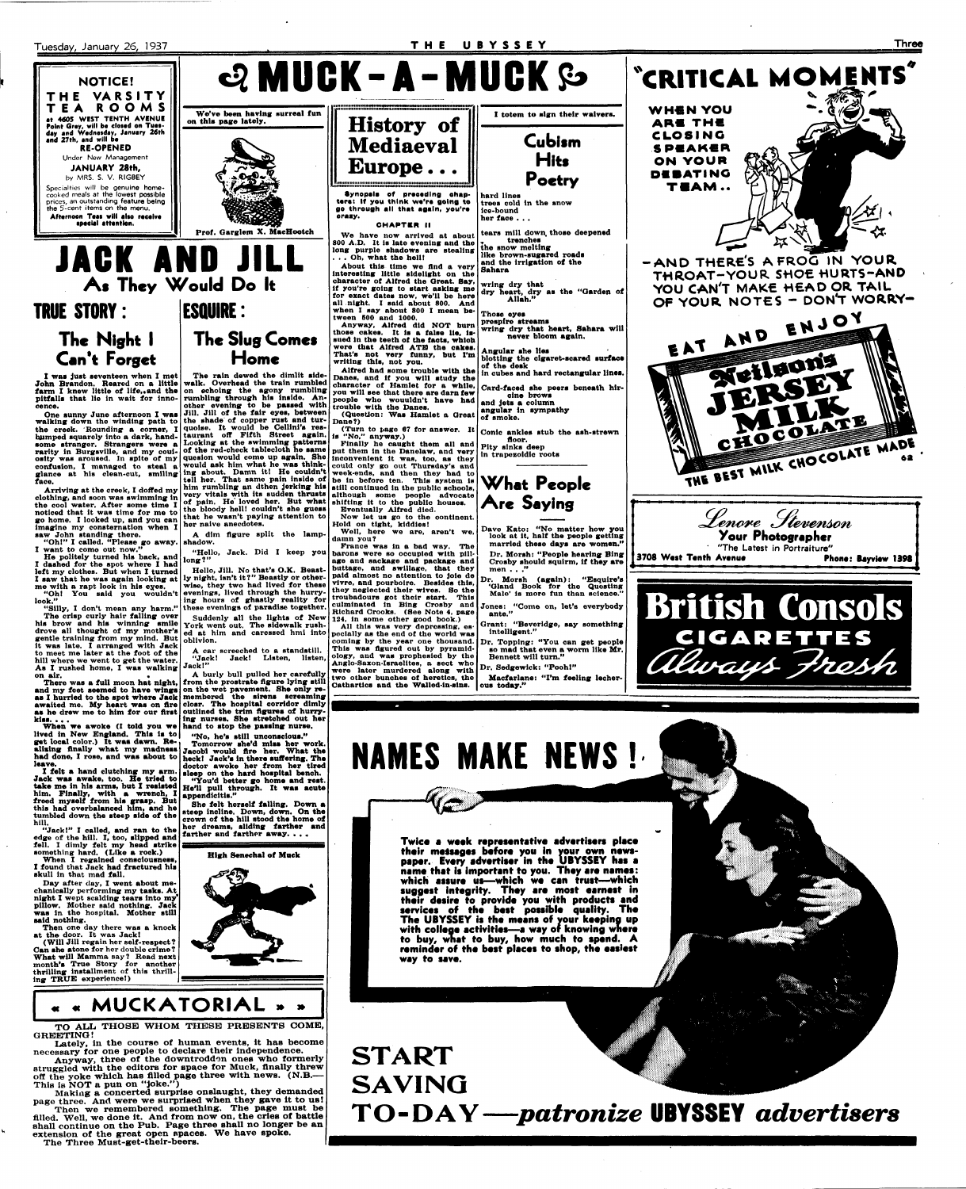**NOTICE!**

**THE VARSITY TEA ROOMS**

at 4605 WEST TENTH AVENUE Point Grey, will be closed on Tuesday and Wednesday, January 26th and 27th, and will be

**RE-OPENED**

Under New Management

**JANUARY 28th,**

by MRS. S. V. RIGBEY

Specialties will be genuine home-cooked meals at the lowest possible prices, an outstanding feature being the 5-cent items on the menu.

**Afternoon Teas will also receive special attention.**

# MUCK-A-MUCK

We've been having surreal fun on this page lately.

Prof. Garglem X. MacHootch

# JACK AND JILL

## As They Would Do It

## TRUE STORY:

### The Night I Can't Forget

I was just seventeen when I met John Brandon. Reared on a little farm I knew little of life, and the pitfalls that lie in wait for innocence.

One sunny June afternoon I was walking down the winding path to the creek. Rounding a corner, I bumped squarely into a dark, handsome stranger. Strangers were a rarity in Burgsville, and my curiosity was aroused. In spite of my confusion, I managed to steal a glance at his clean-cut, smiling face.

Arriving at the creek, I doffed my clothing, and soon was swimming in the cool water. After some time I noticed that it was time for me to go home. I looked up, and you can imagine my consternation when I saw John standing there.

"Oh!" I called. "Please go away. I want to come out now."

He politely turned his back, and I dashed for the spot where I had left my clothes. But when I turned I saw that he was again looking at me with a rapt look in his eyes.

"Oh! You said you wouldn't look."

"Silly, I don't mean any harm." The crisp curly hair falling over his brow and his winning smile drove all thought of my mother's gentle training from my mind. But it was late. I arranged with Jack to meet me later at the foot of the hill where we went to get the water. As I rushed home, I was walking on air.

There was a full moon hat night, and my feet seemed to have wings as I hurried to the spot where Jack awaited me. My heart was on fire as he drew me to him for our first kiss. . . .

When we awoke (I told you we lived in New England. This is to get local color.) It was dawn. Realising finally what my madness had done, I rose, and was about to leave.

I felt a hand clutching my arm. Jack was awake, too. He tried to take me in his arms, but I resisted him. Finally, with a wrench, I freed myself from his grasp. But this had overbalanced him, and he tumbled down the steep side of the hill.

"Jack!" I called, and ran to the edge of the hill. I, too, slipped and fell. I dimly felt my head strike something hard. (Like a rock.)

When I regained consciousness, I found that Jack had fractured his skull in that mad fall.

Day after day, I went about mechanically performing my tasks. At night I wept scalding tears into my pillow. Mother said nothing. Jack was in the hospital. Mother still said nothing.

Then one day there was a knock at the door. It was Jack!

(Will Jill regain her self-respect? Can she atone for her double crime? What will Mamma say? Read next month's True Story for another thrilling installment of this thrilling TRUE experience!)

## ESQUIRE:

### The Slug Comes Home

The rain dewed the dimlit sidewalk. Overhead the train rumbled on echoing the agony rumbling rumbling through his inside. Another evening to be passed with Jill. Jill of the fair eyes, between the shade of copper rust and turquoise. It would be Cellini's restaurant off Fifth Street again. Looking at the swimming patterns of the red-check tablecloth he same quesion would come up again. She would ask him what he was thinking about. Damn it! He couldn't tell her. That same pain inside of him rumbling an dthen jerking his very vitals with its sudden thrusts of pain. He loved her. But what the bloody hell! couldn't she guess that he wasn't paying attention to her naive anecdotes.

A dim figure split the lamp-shadow.

"Hello, Jack. Did I keep you long?"

Hello, Jill. No that's O.K. Beastly night, isn't it?" Beastly or otherwise, they two had lived for these evenings, lived through the hurrying hours of ghastly reality for these evenings of paradise together.

Suddenly all the lights of New York went out. The sidewalk rushed at him and caressed hmi into oblivion.

A car screeched to a standstill. "Jack! Jack! Listen, listen, Jack!"

A burly bull pulled her carefully from the prostrate figure lying still on the wet pavement. She only remembered the sirens screaming closr. The hospital corridor dimly outlined the trim figures of hurrying nurses. She stretched out her hand to stop the passing nurse.

"No, he's still unconscious."

Tomorrow she'd miss her work. Jacobl would fire her. What the heck! Jack's in there suffering. The doctor awoke her from her tired sleep on the hard hospital bench.

"You'd better go home and rest. He'll pull through. It was acute appendicitis."

She felt herself falling. Down a steep incline. Down, down. On the crown of the hill stood the home of her dreams, sliding farther and farther and farther away. . . .

High Senechal of Muck

# History of Mediaeval Europe . . .

**Synopsis of preceding chapters: If you think we're going to go through all that again, you're crazy.**

**CHAPTER II**

We have now arrived at about 800 A.D. It is late evening and the long purple shadows are stealing . . . Oh, what the hell!

About this time we find a very interesting little sidelight on the character of Alfred the Great. Say, if you're going to start asking me for exact dates now, we'll be here all night. I said about 800. And when I say about 800 I mean between 500 and 1000.

Anyway, Alfred did NOT burn those cakes. It is a false lie, issued in the teeth of the facts, which were that Alfred ATE the cakes. That's not very funny, but I'm writing this, not you.

Alfred had some trouble with the Danes, and if you will study the character of Hamlet for a while, you will see that there are darn few people who wouuldn't have had trouble with the Danes.

(Question: Was Hamlet a Great Dane?)

(Turn to page 67 for answer. It is "No," anyway.)

Finally he caught them all and put them in the Danelaw, and very inconvenient it was, too, as they could only go out Thursday's and week-ends, and then they had to be in before ten. This system is still continued in the public schools, although some people advocate shifting it to the public houses.

Eventually Alfred died.

Now let us go to the continent. Hold on tight, kiddies!

Well, here we are, aren't we, damn you?

France was in a bad way. The barons were so occupied with pillage and sackage and package and buttage, and swillage, that they paid almost no attention to joie de vivre, and pourboire. Besides this, they neglected their wives. So the troubadours got their start. This culminated in Bing Crosby and Richard Crooks. (See Note 4, page 124, in some other good book.)

All this was very depressing, especially as the end of the world was coming by the year one thousand. This was figured out by pyramidology, and was prophesied by the Anglo-Saxon-Israelites, a sect who were later murdered along with two other bunches of heretics, the Catharitics and the Walled-in-sins.

I totem to sign their waivers.

# Cubism Hits Poetry

hard lines
trees cold in the snow
ice-bound
her face . . .

tears mill down, those deepened trenches
the snow melting
like brown-sugared roads
and the irrigation of the Sahara

wring dry that
dry heart, dry as the "Garden of Allah."

Those eyes
prespire streams
wring dry that heart, Sahara will never bloom again.

Angular she lies
blotting the cigaret-scared surface of the desk
in cubes and hard rectangular lines.

Card-faced she peers beneath hircine brows
and jets a column
angular in sympathy
of smoke.

Conic ankles stub the ash-strewn floor.
Pity sinks deep
in trapezoidic roots

# What People Are Saying

Dave Kato: "No matter how you look at it, half the people getting married these days are women."

Dr. Morsh: "People hearing Bing Crosby should squirm, if they are men . . ."

Dr. Morsh (again): "Esquire's 'Gland Book for the Questing Male' is more fun than science."

Jones: "Come on, let's everybody ante."

Grant: "Beveridge, say something intelligent."

Dr. Topping: "You can get people so mad that even a worm like Mr. Bennett will turn."

Dr. Sedgewick: "Pooh!"

Macfarlane: "I'm feeling lecherous today."

# "CRITICAL MOMENTS"

WHEN YOU ARE THE CLOSING SPEAKER ON YOUR DEBATING TEAM..

—AND THERE'S A FROG IN YOUR THROAT—YOUR SHOE HURTS—AND YOU CAN'T MAKE HEAD OR TAIL OF YOUR NOTES — DON'T WORRY—

EAT AND ENJOY

Neilson's JERSEY MILK CHOCOLATE

THE BEST MILK CHOCOLATE MADE

*Lenore Stevenson*

**Your Photographer**

"The Latest in Portraiture"

3708 West Tenth Avenue — Phone: Bayview 1398

**British Consols CIGARETTES**

*Always Fresh*

# NAMES MAKE NEWS!

**Twice a week representative advertisers place their messages before you in your own newspaper. Every advertiser in the UBYSSEY has a name that is important to you. They are names: which assure us—which we can trust—which suggest integrity. They are most earnest in their desire to provide you with products and services of the best possible quality. The UBYSSEY is the means of your keeping up with college activities—a way of knowing where to buy, what to buy, how much to spend. A reminder of the best places to shop, the easiest way to save.**

**START SAVING TO-DAY—*patronize* UBYSSEY *advertisers***

## « « MUCKATORIAL » »

TO ALL THOSE WHOM THESE PRESENTS COME, GREETING!

Lately, in the course of human events, it has become necessary for one people to declare their independence.

Anyway, three of the downtrodden ones who formerly struggled with the editors for space for Muck, finally threw off the yoke which has filled page three with news. (N.B.—This is NOT a pun on "joke.")

Making a concerted surprise onslaught, they demanded page three. And were we surprised when they gave it to us!

Then we remembered something. The page must be filled. Well, we done it. And from now on, the cries of battle shall continue on the Pub. Page three shall no longer be an extension of the great open spaces. We have spoke.

The Three Must-get-their-beers.